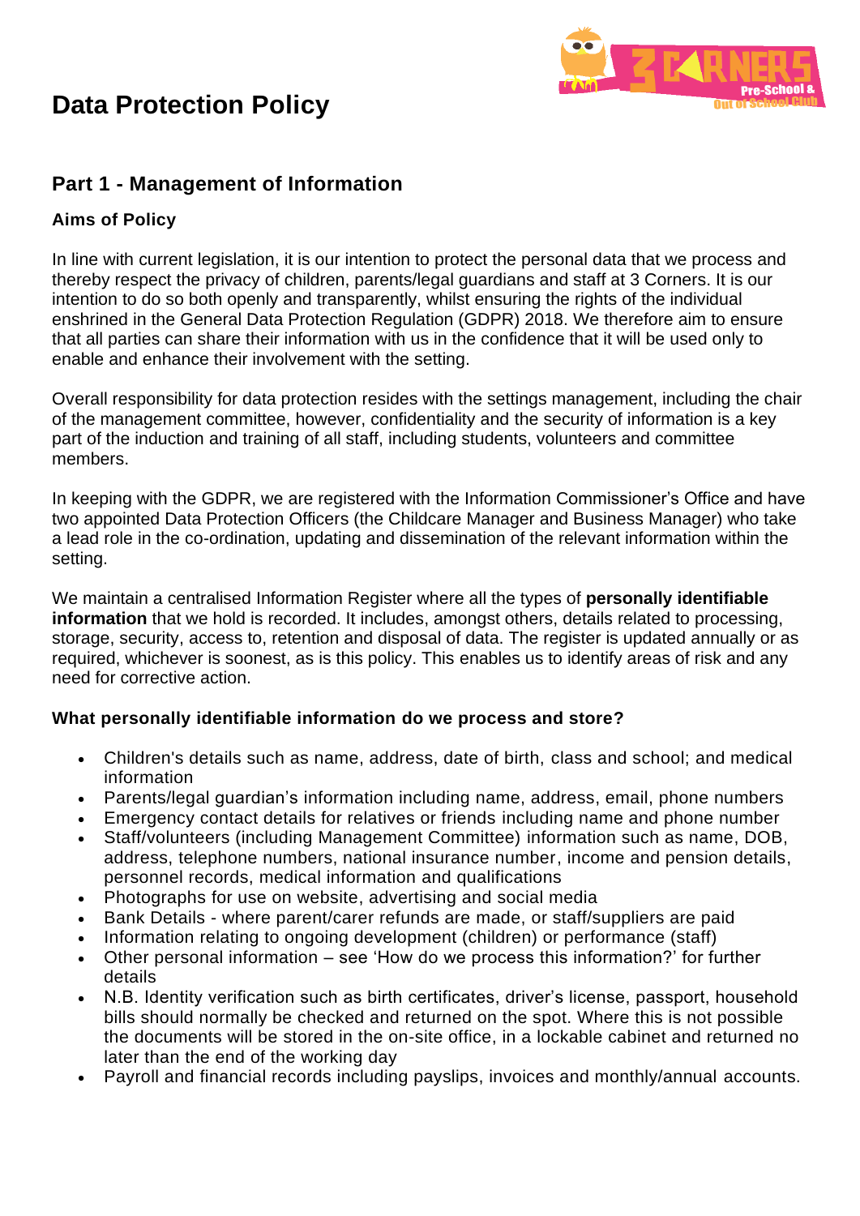# Data Protection Policy

## Part 1 - Management of Information

### Aims of Policy

In line with current legislation, it is our intention to protect the personal data that we process and thereby respect the privacy of children, parents/legal guardians and staff at 3 Corners. It is our intention to do so both openly and transparently, whilst ensuring the rights of the individual enshrined in the General Data Protection Regulation (GDPR) 2018. We therefore aim to ensure that all parties can share their information with us in the confidence that it will be used only to enable and enhance their involvement with the setting.

Overall responsibility for data protection resides with the settings management, including the chair of the management committee, however, confidentiality and the security of information is a key part of the induction and training of all staff, including students, volunteers and committee members.

In keeping with the GDPR, we are registered with the Information Commissioner's Office and have two appointed Data Protection Officers (the Childcare Manager and Business Manager) who take a lead role in the co-ordination, updating and dissemination of the relevant information within the setting.

We maintain a centralised Information Register where all the types of **personally identifiable information** that we hold is recorded. It includes, amongst others, details related to processing, storage, security, access to, retention and disposal of data. The register is updated annually or as required, whichever is soonest, as is this policy. This enables us to identify areas of risk and any need for corrective action.

### What personally identifiable information do we process and store?

- Children's details such as name, address, date of birth, class and school; and medical information
- Parents/legal guardian's information including name, address, email, phone numbers
- Emergency contact details for relatives or friends including name and phone number
- Staff/volunteers (including Management Committee) information such as name, DOB, address, telephone numbers, national insurance number, income and pension details, personnel records, medical information and qualifications
- Photographs for use on website, advertising and social media
- Bank Details - where parent/carer refunds are made, or staff/suppliers are paid
- Information relating to ongoing development (children) or performance (staff)
- Other personal information – see 'How do we process this information?' for further details
- N.B. Identity verification such as birth certificates, driver's license, passport, household bills should normally be checked and returned on the spot. Where this is not possible the documents will be stored in the on-site office, in a lockable cabinet and returned no later than the end of the working day
- Payroll and financial records including payslips, invoices and monthly/annual accounts.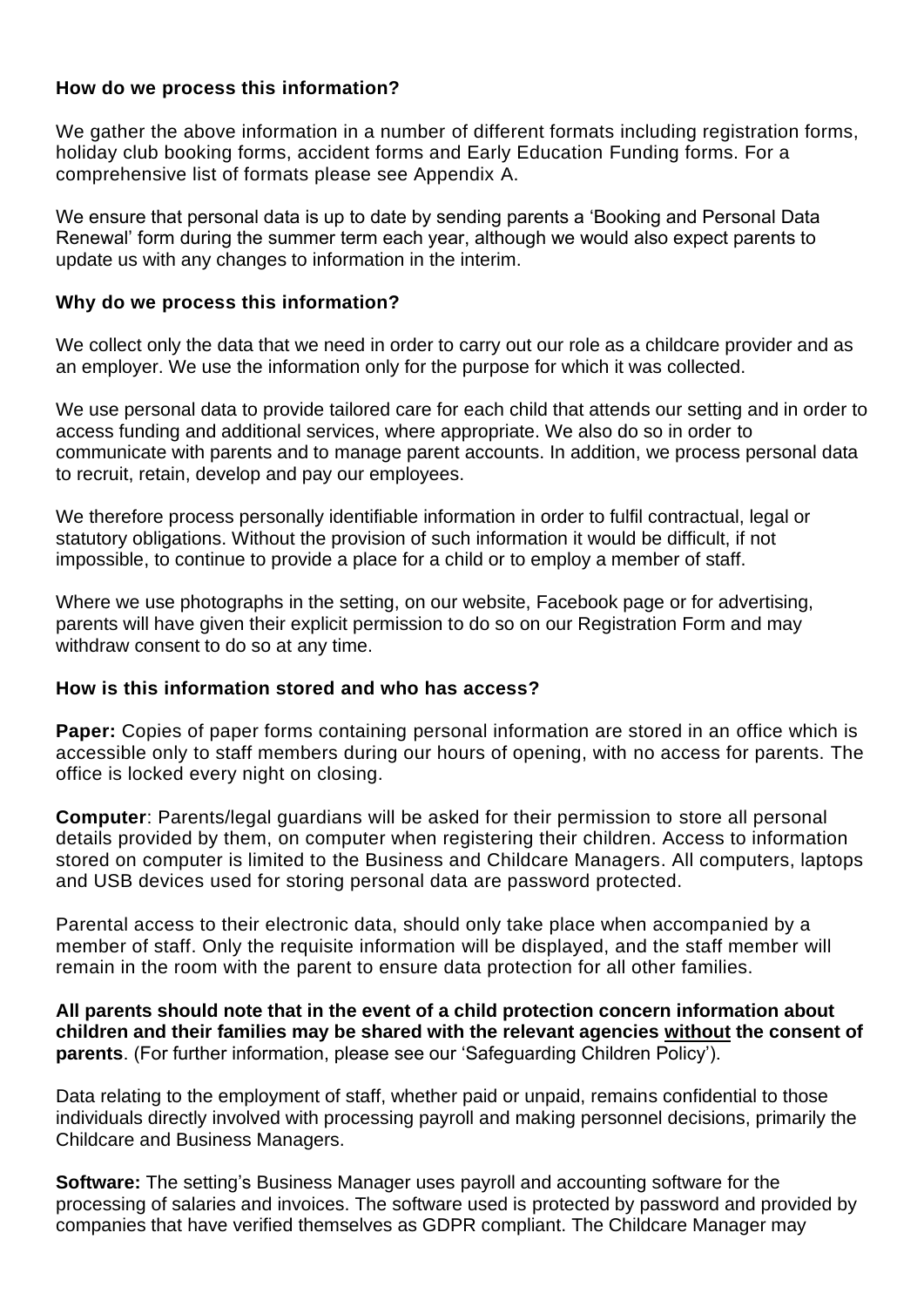**How do we process this information?**

We gather the above information in a number of different formats including registration forms, holiday club booking forms, accident forms and Early Education Funding forms. For a comprehensive list of formats please see Appendix A.

We ensure that personal data is up to date by sending parents a 'Booking and Personal Data Renewal' form during the summer term each year, although we would also expect parents to update us with any changes to information in the interim.

**Why do we process this information?**

We collect only the data that we need in order to carry out our role as a childcare provider and as an employer. We use the information only for the purpose for which it was collected.

We use personal data to provide tailored care for each child that attends our setting and in order to access funding and additional services, where appropriate. We also do so in order to communicate with parents and to manage parent accounts. In addition, we process personal data to recruit, retain, develop and pay our employees.

We therefore process personally identifiable information in order to fulfil contractual, legal or statutory obligations. Without the provision of such information it would be difficult, if not impossible, to continue to provide a place for a child or to employ a member of staff.

Where we use photographs in the setting, on our website, Facebook page or for advertising, parents will have given their explicit permission to do so on our Registration Form and may withdraw consent to do so at any time.

**How is this information stored and who has access?**

**Paper:** Copies of paper forms containing personal information are stored in an office which is accessible only to staff members during our hours of opening, with no access for parents. The office is locked every night on closing.

**Computer**: Parents/legal guardians will be asked for their permission to store all personal details provided by them, on computer when registering their children. Access to information stored on computer is limited to the Business and Childcare Managers. All computers, laptops and USB devices used for storing personal data are password protected.

Parental access to their electronic data, should only take place when accompanied by a member of staff. Only the requisite information will be displayed, and the staff member will remain in the room with the parent to ensure data protection for all other families.

**All parents should note that in the event of a child protection concern information about children and their families may be shared with the relevant agencies <u>without</u> the consent of parents**. (For further information, please see our 'Safeguarding Children Policy').

Data relating to the employment of staff, whether paid or unpaid, remains confidential to those individuals directly involved with processing payroll and making personnel decisions, primarily the Childcare and Business Managers.

**Software:** The setting's Business Manager uses payroll and accounting software for the processing of salaries and invoices. The software used is protected by password and provided by companies that have verified themselves as GDPR compliant. The Childcare Manager may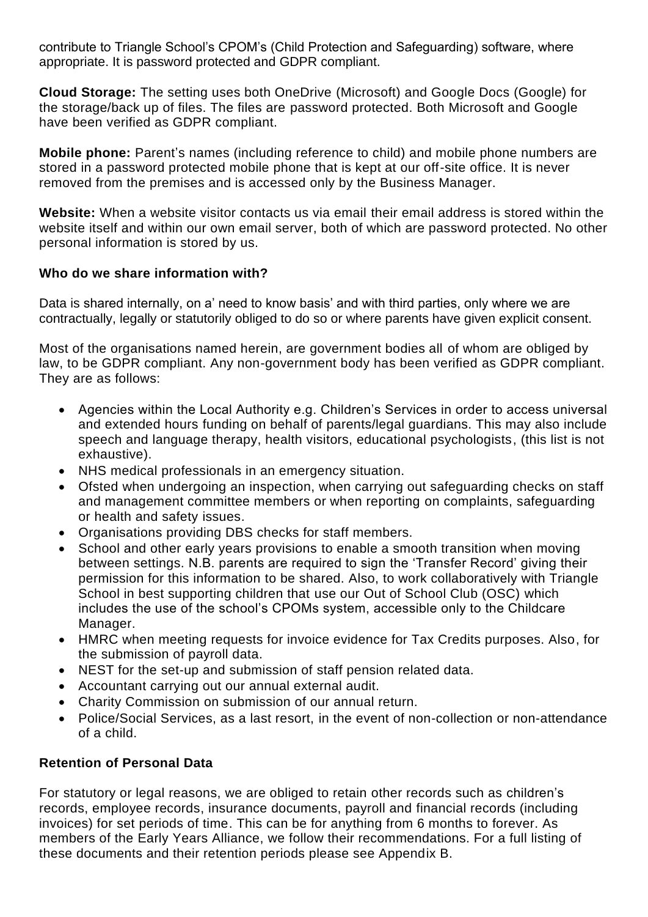contribute to Triangle School's CPOM's (Child Protection and Safeguarding) software, where appropriate. It is password protected and GDPR compliant.

**Cloud Storage:** The setting uses both OneDrive (Microsoft) and Google Docs (Google) for the storage/back up of files. The files are password protected. Both Microsoft and Google have been verified as GDPR compliant.

**Mobile phone:** Parent's names (including reference to child) and mobile phone numbers are stored in a password protected mobile phone that is kept at our off-site office. It is never removed from the premises and is accessed only by the Business Manager.

**Website:** When a website visitor contacts us via email their email address is stored within the website itself and within our own email server, both of which are password protected. No other personal information is stored by us.

**Who do we share information with?**

Data is shared internally, on a' need to know basis' and with third parties, only where we are contractually, legally or statutorily obliged to do so or where parents have given explicit consent.

Most of the organisations named herein, are government bodies all of whom are obliged by law, to be GDPR compliant. Any non-government body has been verified as GDPR compliant. They are as follows:

- Agencies within the Local Authority e.g. Children's Services in order to access universal and extended hours funding on behalf of parents/legal guardians. This may also include speech and language therapy, health visitors, educational psychologists, (this list is not exhaustive).
- NHS medical professionals in an emergency situation.
- Ofsted when undergoing an inspection, when carrying out safeguarding checks on staff and management committee members or when reporting on complaints, safeguarding or health and safety issues.
- Organisations providing DBS checks for staff members.
- School and other early years provisions to enable a smooth transition when moving between settings. N.B. parents are required to sign the 'Transfer Record' giving their permission for this information to be shared. Also, to work collaboratively with Triangle School in best supporting children that use our Out of School Club (OSC) which includes the use of the school's CPOMs system, accessible only to the Childcare Manager.
- HMRC when meeting requests for invoice evidence for Tax Credits purposes. Also, for the submission of payroll data.
- NEST for the set-up and submission of staff pension related data.
- Accountant carrying out our annual external audit.
- Charity Commission on submission of our annual return.
- Police/Social Services, as a last resort, in the event of non-collection or non-attendance of a child.

**Retention of Personal Data**

For statutory or legal reasons, we are obliged to retain other records such as children's records, employee records, insurance documents, payroll and financial records (including invoices) for set periods of time. This can be for anything from 6 months to forever. As members of the Early Years Alliance, we follow their recommendations. For a full listing of these documents and their retention periods please see Appendix B.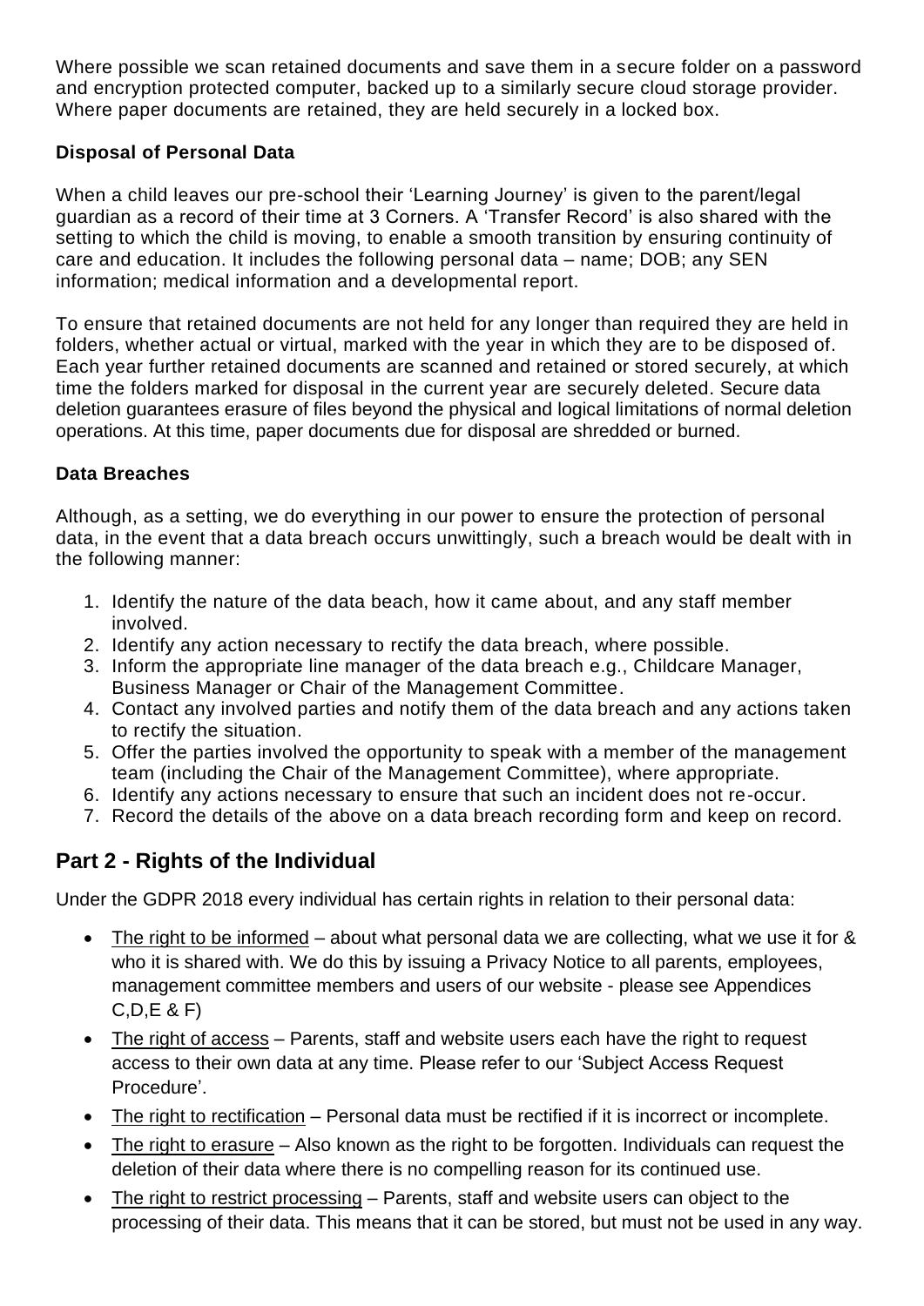Where possible we scan retained documents and save them in a secure folder on a password and encryption protected computer, backed up to a similarly secure cloud storage provider. Where paper documents are retained, they are held securely in a locked box.

### Disposal of Personal Data

When a child leaves our pre-school their 'Learning Journey' is given to the parent/legal guardian as a record of their time at 3 Corners. A 'Transfer Record' is also shared with the setting to which the child is moving, to enable a smooth transition by ensuring continuity of care and education. It includes the following personal data – name; DOB; any SEN information; medical information and a developmental report.

To ensure that retained documents are not held for any longer than required they are held in folders, whether actual or virtual, marked with the year in which they are to be disposed of. Each year further retained documents are scanned and retained or stored securely, at which time the folders marked for disposal in the current year are securely deleted. Secure data deletion guarantees erasure of files beyond the physical and logical limitations of normal deletion operations. At this time, paper documents due for disposal are shredded or burned.

### Data Breaches

Although, as a setting, we do everything in our power to ensure the protection of personal data, in the event that a data breach occurs unwittingly, such a breach would be dealt with in the following manner:

1. Identify the nature of the data beach, how it came about, and any staff member involved.
2. Identify any action necessary to rectify the data breach, where possible.
3. Inform the appropriate line manager of the data breach e.g., Childcare Manager, Business Manager or Chair of the Management Committee.
4. Contact any involved parties and notify them of the data breach and any actions taken to rectify the situation.
5. Offer the parties involved the opportunity to speak with a member of the management team (including the Chair of the Management Committee), where appropriate.
6. Identify any actions necessary to ensure that such an incident does not re-occur.
7. Record the details of the above on a data breach recording form and keep on record.

## Part 2 - Rights of the Individual

Under the GDPR 2018 every individual has certain rights in relation to their personal data:

- The right to be informed – about what personal data we are collecting, what we use it for & who it is shared with. We do this by issuing a Privacy Notice to all parents, employees, management committee members and users of our website - please see Appendices C,D,E & F)
- The right of access – Parents, staff and website users each have the right to request access to their own data at any time. Please refer to our 'Subject Access Request Procedure'.
- The right to rectification – Personal data must be rectified if it is incorrect or incomplete.
- The right to erasure – Also known as the right to be forgotten. Individuals can request the deletion of their data where there is no compelling reason for its continued use.
- The right to restrict processing – Parents, staff and website users can object to the processing of their data. This means that it can be stored, but must not be used in any way.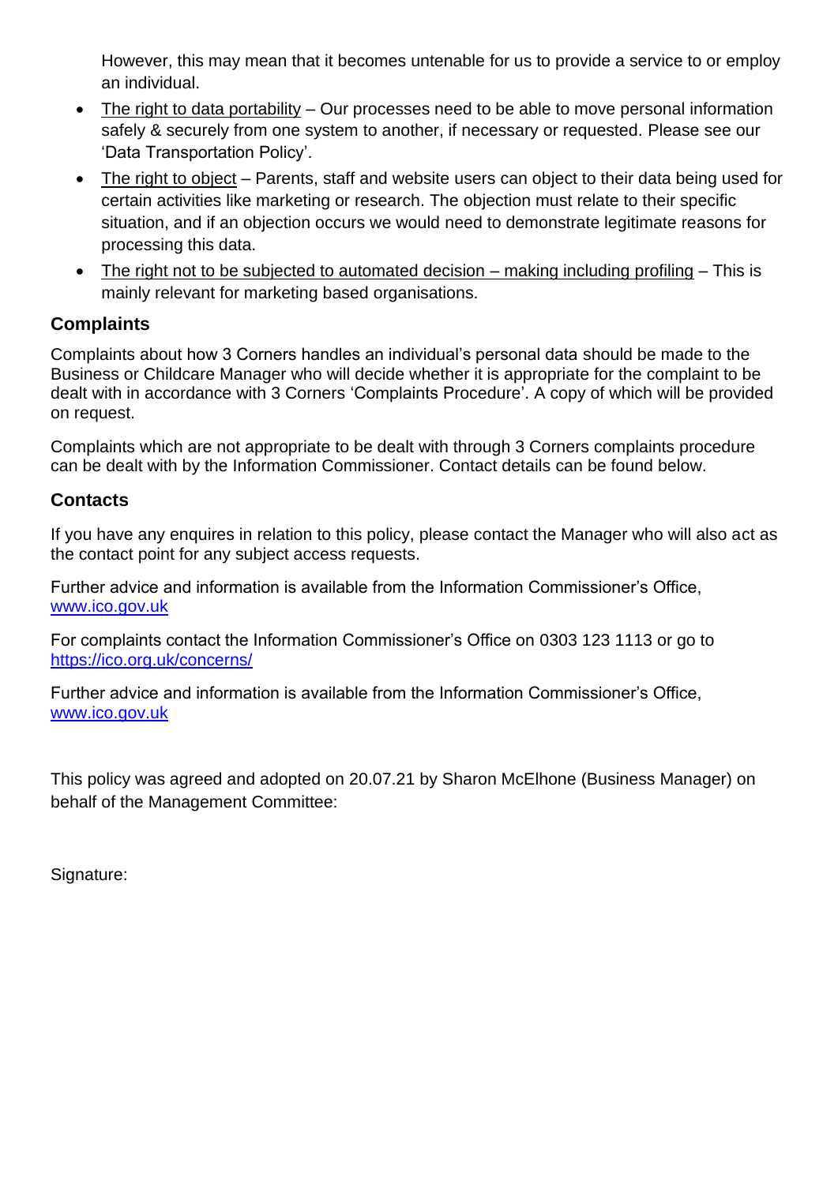However, this may mean that it becomes untenable for us to provide a service to or employ an individual.

- The right to data portability – Our processes need to be able to move personal information safely & securely from one system to another, if necessary or requested. Please see our 'Data Transportation Policy'.
- The right to object – Parents, staff and website users can object to their data being used for certain activities like marketing or research. The objection must relate to their specific situation, and if an objection occurs we would need to demonstrate legitimate reasons for processing this data.
- The right not to be subjected to automated decision – making including profiling – This is mainly relevant for marketing based organisations.

## Complaints

Complaints about how 3 Corners handles an individual's personal data should be made to the Business or Childcare Manager who will decide whether it is appropriate for the complaint to be dealt with in accordance with 3 Corners 'Complaints Procedure'. A copy of which will be provided on request.

Complaints which are not appropriate to be dealt with through 3 Corners complaints procedure can be dealt with by the Information Commissioner. Contact details can be found below.

## Contacts

If you have any enquires in relation to this policy, please contact the Manager who will also act as the contact point for any subject access requests.

Further advice and information is available from the Information Commissioner's Office, [www.ico.gov.uk](www.ico.gov.uk)

For complaints contact the Information Commissioner's Office on 0303 123 1113 or go to [https://ico.org.uk/concerns/](https://ico.org.uk/concerns/)

Further advice and information is available from the Information Commissioner's Office, [www.ico.gov.uk](www.ico.gov.uk)

This policy was agreed and adopted on 20.07.21 by Sharon McElhone (Business Manager) on behalf of the Management Committee:

Signature: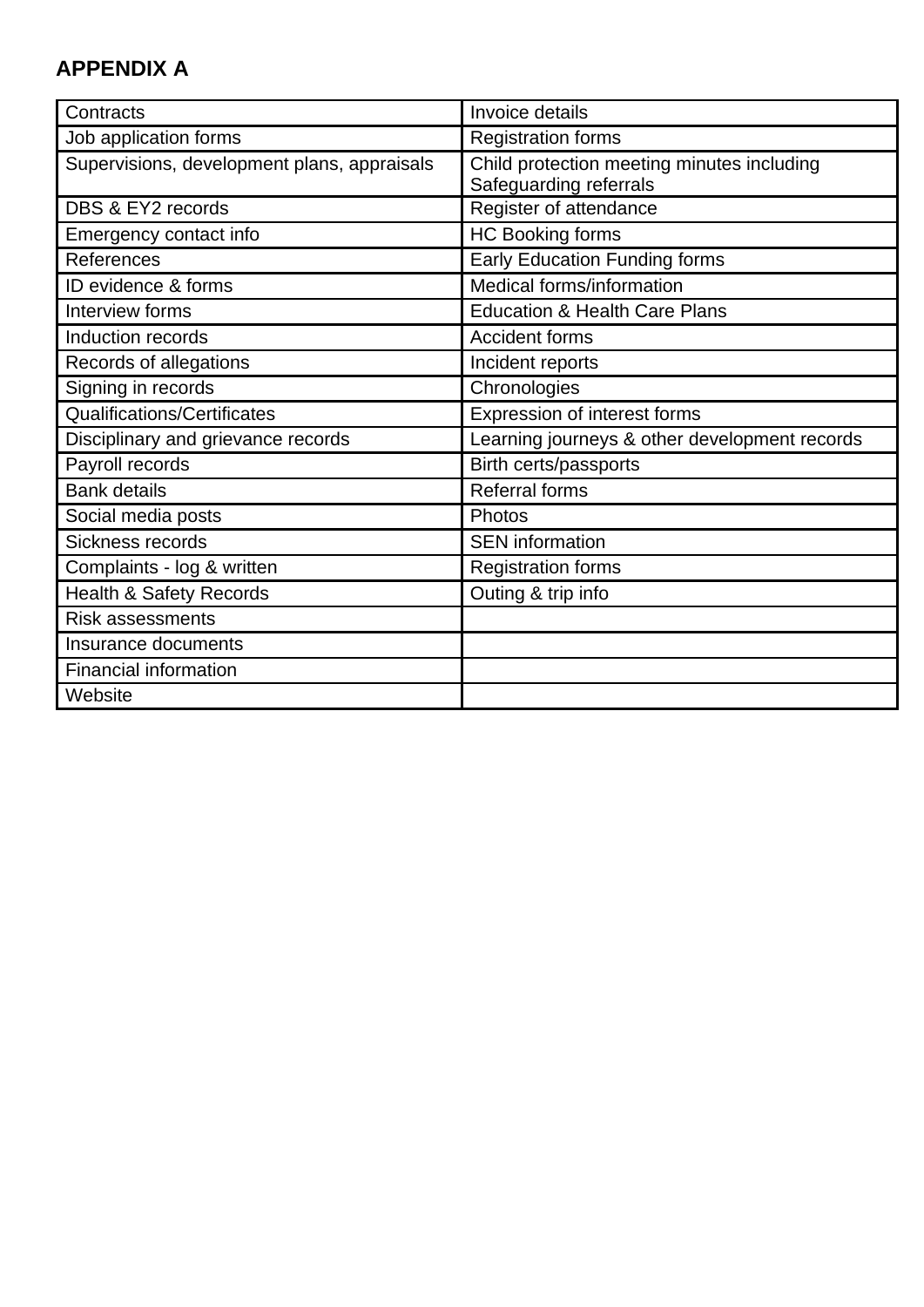## APPENDIX A

| Contracts | Invoice details |
|---|---|
| Job application forms | Registration forms |
| Supervisions, development plans, appraisals | Child protection meeting minutes including Safeguarding referrals |
| DBS & EY2 records | Register of attendance |
| Emergency contact info | HC Booking forms |
| References | Early Education Funding forms |
| ID evidence & forms | Medical forms/information |
| Interview forms | Education & Health Care Plans |
| Induction records | Accident forms |
| Records of allegations | Incident reports |
| Signing in records | Chronologies |
| Qualifications/Certificates | Expression of interest forms |
| Disciplinary and grievance records | Learning journeys & other development records |
| Payroll records | Birth certs/passports |
| Bank details | Referral forms |
| Social media posts | Photos |
| Sickness records | SEN information |
| Complaints - log & written | Registration forms |
| Health & Safety Records | Outing & trip info |
| Risk assessments | |
| Insurance documents | |
| Financial information | |
| Website | |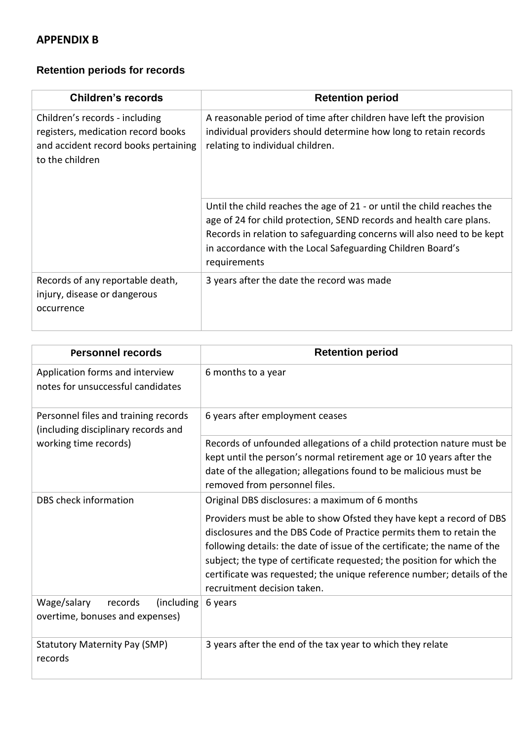## APPENDIX B

### Retention periods for records

| Children's records | Retention period |
|---|---|
| Children's records - including registers, medication record books and accident record books pertaining to the children | A reasonable period of time after children have left the provision individual providers should determine how long to retain records relating to individual children. |
| | Until the child reaches the age of 21 - or until the child reaches the age of 24 for child protection, SEND records and health care plans. Records in relation to safeguarding concerns will also need to be kept in accordance with the Local Safeguarding Children Board's requirements |
| Records of any reportable death, injury, disease or dangerous occurrence | 3 years after the date the record was made |

| Personnel records | Retention period |
|---|---|
| Application forms and interview notes for unsuccessful candidates | 6 months to a year |
| Personnel files and training records (including disciplinary records and working time records) | 6 years after employment ceases |
| | Records of unfounded allegations of a child protection nature must be kept until the person's normal retirement age or 10 years after the date of the allegation; allegations found to be malicious must be removed from personnel files. |
| DBS check information | Original DBS disclosures: a maximum of 6 months<br><br>Providers must be able to show Ofsted they have kept a record of DBS disclosures and the DBS Code of Practice permits them to retain the following details: the date of issue of the certificate; the name of the subject; the type of certificate requested; the position for which the certificate was requested; the unique reference number; details of the recruitment decision taken. |
| Wage/salary records (including overtime, bonuses and expenses) | 6 years |
| Statutory Maternity Pay (SMP) records | 3 years after the end of the tax year to which they relate |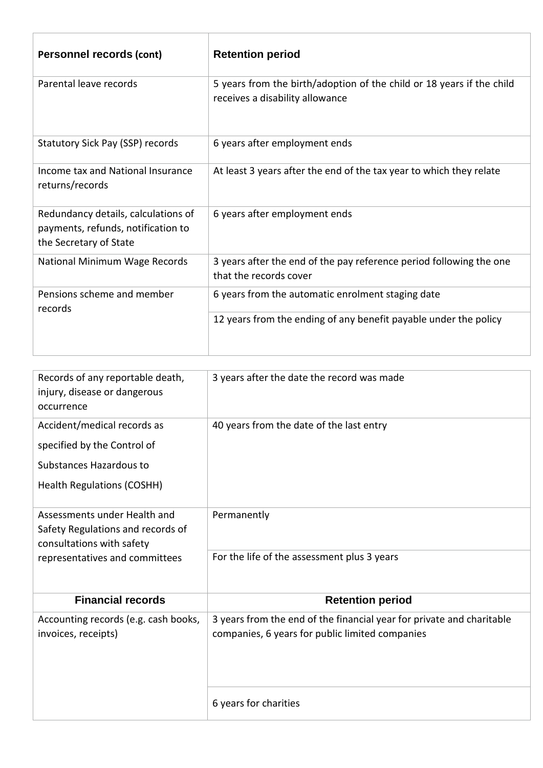| Personnel records (cont) | Retention period |
|---|---|
| Parental leave records | 5 years from the birth/adoption of the child or 18 years if the child receives a disability allowance |
| Statutory Sick Pay (SSP) records | 6 years after employment ends |
| Income tax and National Insurance returns/records | At least 3 years after the end of the tax year to which they relate |
| Redundancy details, calculations of payments, refunds, notification to the Secretary of State | 6 years after employment ends |
| National Minimum Wage Records | 3 years after the end of the pay reference period following the one that the records cover |
| Pensions scheme and member records | 6 years from the automatic enrolment staging date |
| | 12 years from the ending of any benefit payable under the policy |

| | |
|---|---|
| Records of any reportable death, injury, disease or dangerous occurrence | 3 years after the date the record was made |
| Accident/medical records as specified by the Control of Substances Hazardous to Health Regulations (COSHH) | 40 years from the date of the last entry |
| Assessments under Health and Safety Regulations and records of consultations with safety representatives and committees | Permanently |
| | For the life of the assessment plus 3 years |

| Financial records | Retention period |
|---|---|
| Accounting records (e.g. cash books, invoices, receipts) | 3 years from the end of the financial year for private and charitable companies, 6 years for public limited companies |
| | 6 years for charities |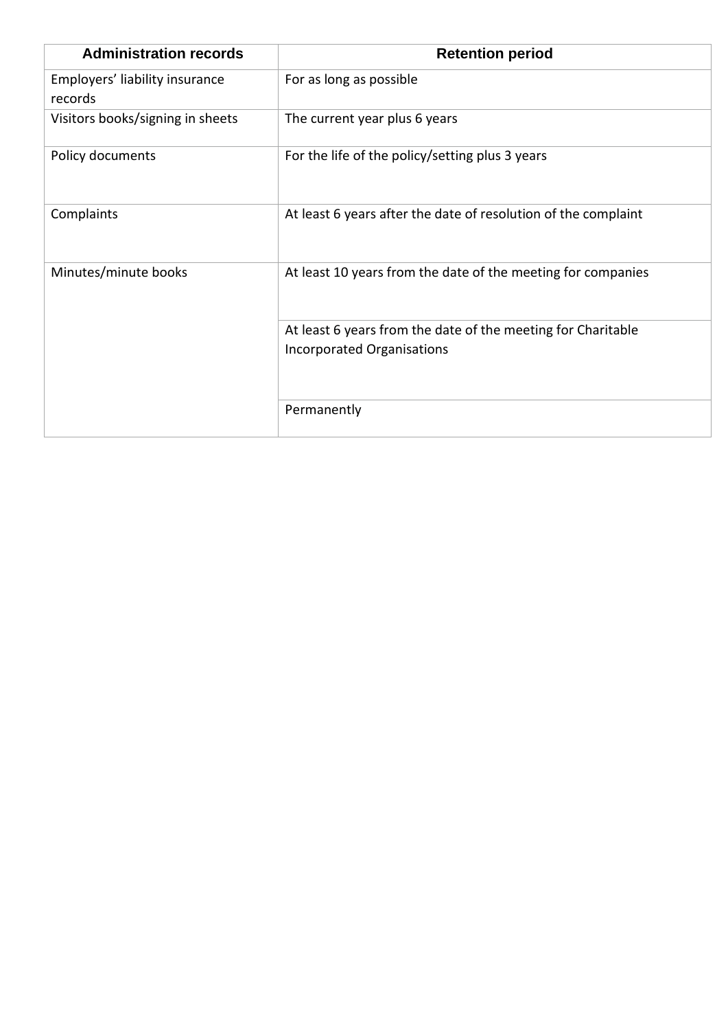| Administration records | Retention period |
| --- | --- |
| Employers' liability insurance records | For as long as possible |
| Visitors books/signing in sheets | The current year plus 6 years |
| Policy documents | For the life of the policy/setting plus 3 years |
| Complaints | At least 6 years after the date of resolution of the complaint |
| Minutes/minute books | At least 10 years from the date of the meeting for companies |
| | At least 6 years from the date of the meeting for Charitable Incorporated Organisations |
| | Permanently |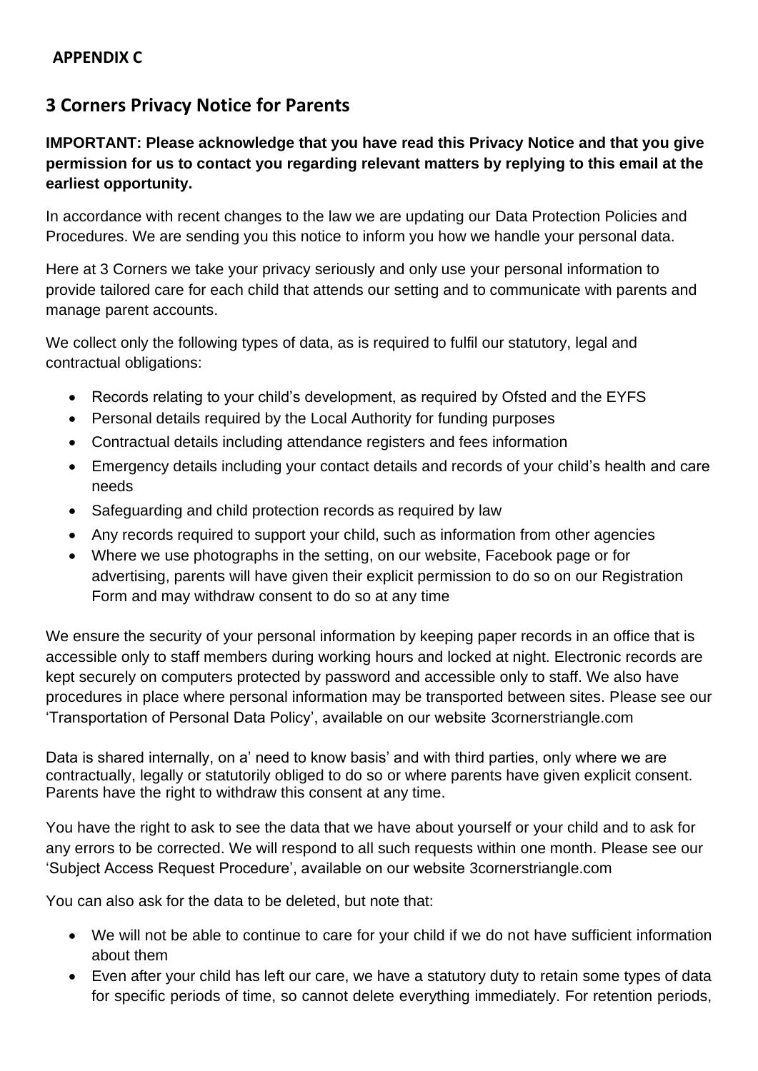**APPENDIX C**

## 3 Corners Privacy Notice for Parents

**IMPORTANT: Please acknowledge that you have read this Privacy Notice and that you give permission for us to contact you regarding relevant matters by replying to this email at the earliest opportunity.**

In accordance with recent changes to the law we are updating our Data Protection Policies and Procedures. We are sending you this notice to inform you how we handle your personal data.

Here at 3 Corners we take your privacy seriously and only use your personal information to provide tailored care for each child that attends our setting and to communicate with parents and manage parent accounts.

We collect only the following types of data, as is required to fulfil our statutory, legal and contractual obligations:

- Records relating to your child's development, as required by Ofsted and the EYFS
- Personal details required by the Local Authority for funding purposes
- Contractual details including attendance registers and fees information
- Emergency details including your contact details and records of your child's health and care needs
- Safeguarding and child protection records as required by law
- Any records required to support your child, such as information from other agencies
- Where we use photographs in the setting, on our website, Facebook page or for advertising, parents will have given their explicit permission to do so on our Registration Form and may withdraw consent to do so at any time

We ensure the security of your personal information by keeping paper records in an office that is accessible only to staff members during working hours and locked at night. Electronic records are kept securely on computers protected by password and accessible only to staff. We also have procedures in place where personal information may be transported between sites. Please see our 'Transportation of Personal Data Policy', available on our website 3cornerstriangle.com

Data is shared internally, on a' need to know basis' and with third parties, only where we are contractually, legally or statutorily obliged to do so or where parents have given explicit consent. Parents have the right to withdraw this consent at any time.

You have the right to ask to see the data that we have about yourself or your child and to ask for any errors to be corrected. We will respond to all such requests within one month. Please see our 'Subject Access Request Procedure', available on our website 3cornerstriangle.com

You can also ask for the data to be deleted, but note that:

- We will not be able to continue to care for your child if we do not have sufficient information about them
- Even after your child has left our care, we have a statutory duty to retain some types of data for specific periods of time, so cannot delete everything immediately. For retention periods,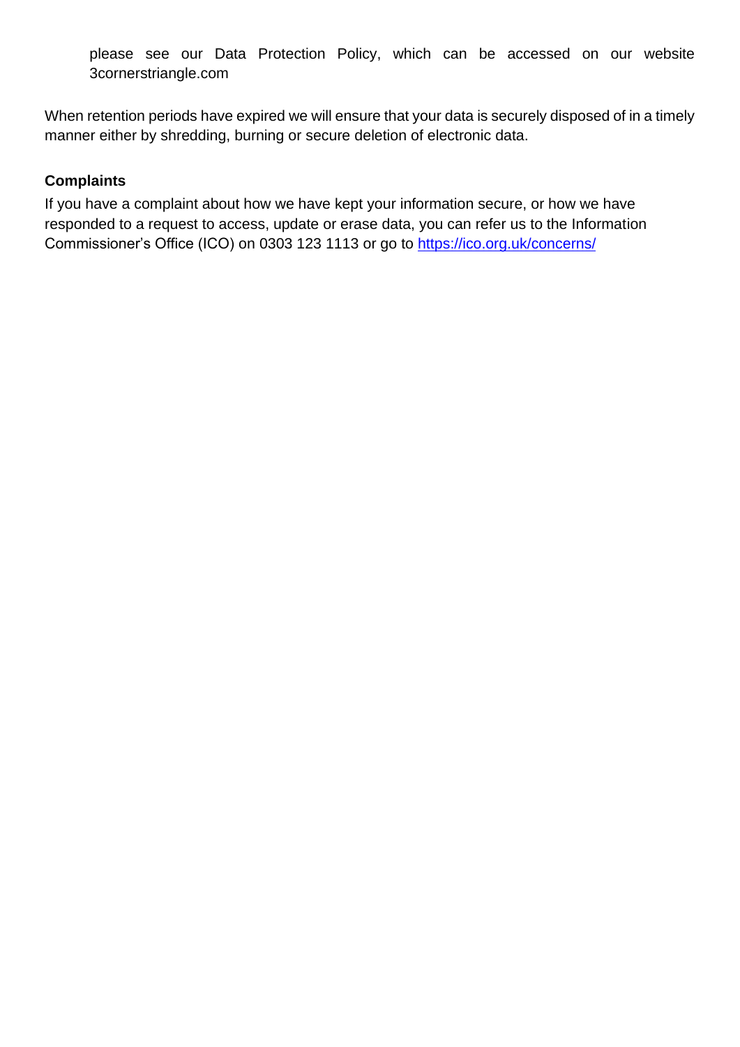please see our Data Protection Policy, which can be accessed on our website 3cornerstriangle.com

When retention periods have expired we will ensure that your data is securely disposed of in a timely manner either by shredding, burning or secure deletion of electronic data.

**Complaints**

If you have a complaint about how we have kept your information secure, or how we have responded to a request to access, update or erase data, you can refer us to the Information Commissioner's Office (ICO) on 0303 123 1113 or go to [https://ico.org.uk/concerns/](https://ico.org.uk/concerns/)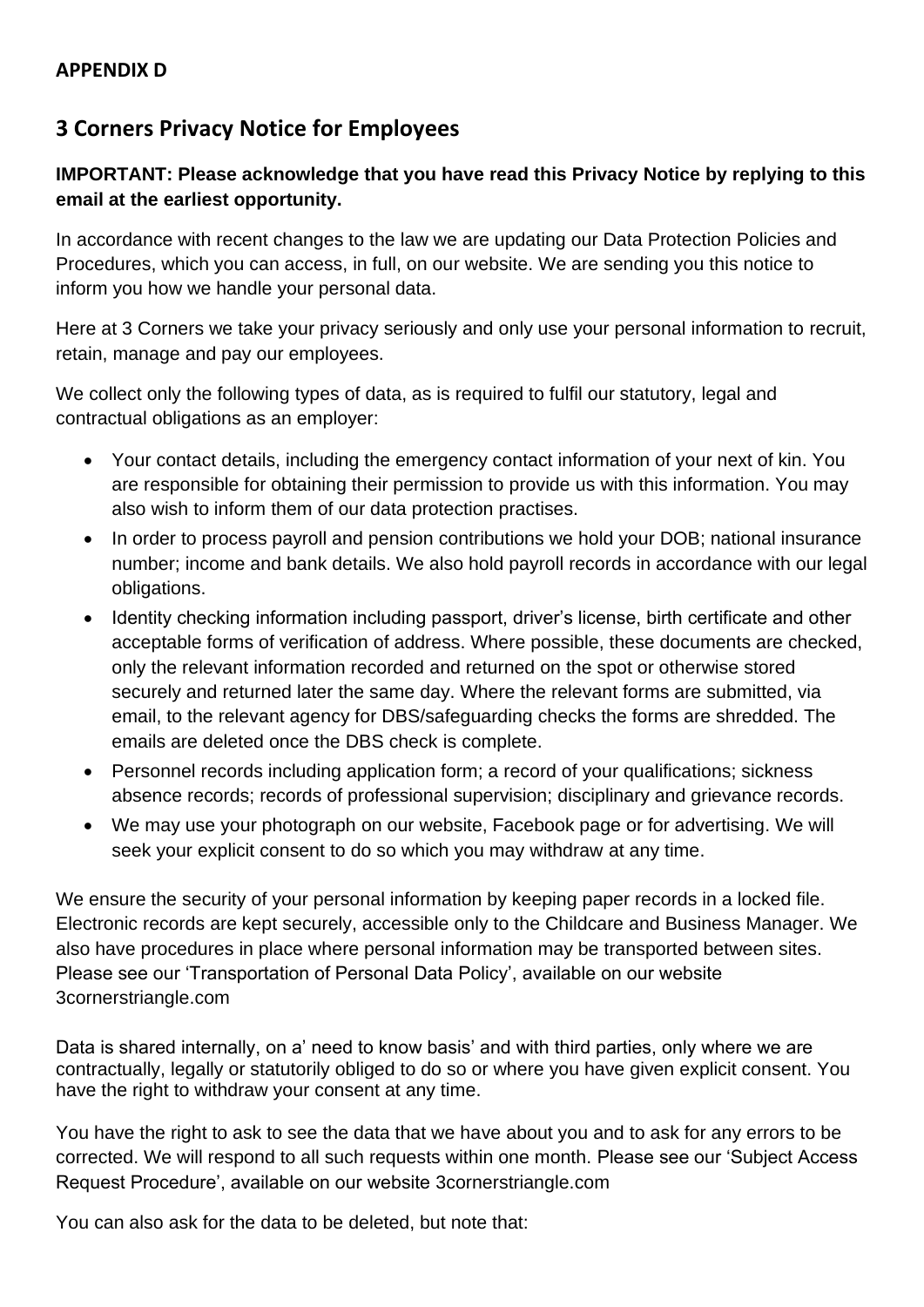**APPENDIX D**

## 3 Corners Privacy Notice for Employees

**IMPORTANT: Please acknowledge that you have read this Privacy Notice by replying to this email at the earliest opportunity.**

In accordance with recent changes to the law we are updating our Data Protection Policies and Procedures, which you can access, in full, on our website. We are sending you this notice to inform you how we handle your personal data.

Here at 3 Corners we take your privacy seriously and only use your personal information to recruit, retain, manage and pay our employees.

We collect only the following types of data, as is required to fulfil our statutory, legal and contractual obligations as an employer:

- Your contact details, including the emergency contact information of your next of kin. You are responsible for obtaining their permission to provide us with this information. You may also wish to inform them of our data protection practises.
- In order to process payroll and pension contributions we hold your DOB; national insurance number; income and bank details. We also hold payroll records in accordance with our legal obligations.
- Identity checking information including passport, driver's license, birth certificate and other acceptable forms of verification of address. Where possible, these documents are checked, only the relevant information recorded and returned on the spot or otherwise stored securely and returned later the same day. Where the relevant forms are submitted, via email, to the relevant agency for DBS/safeguarding checks the forms are shredded. The emails are deleted once the DBS check is complete.
- Personnel records including application form; a record of your qualifications; sickness absence records; records of professional supervision; disciplinary and grievance records.
- We may use your photograph on our website, Facebook page or for advertising. We will seek your explicit consent to do so which you may withdraw at any time.

We ensure the security of your personal information by keeping paper records in a locked file. Electronic records are kept securely, accessible only to the Childcare and Business Manager. We also have procedures in place where personal information may be transported between sites. Please see our 'Transportation of Personal Data Policy', available on our website 3cornerstriangle.com

Data is shared internally, on a' need to know basis' and with third parties, only where we are contractually, legally or statutorily obliged to do so or where you have given explicit consent. You have the right to withdraw your consent at any time.

You have the right to ask to see the data that we have about you and to ask for any errors to be corrected. We will respond to all such requests within one month. Please see our 'Subject Access Request Procedure', available on our website 3cornerstriangle.com

You can also ask for the data to be deleted, but note that: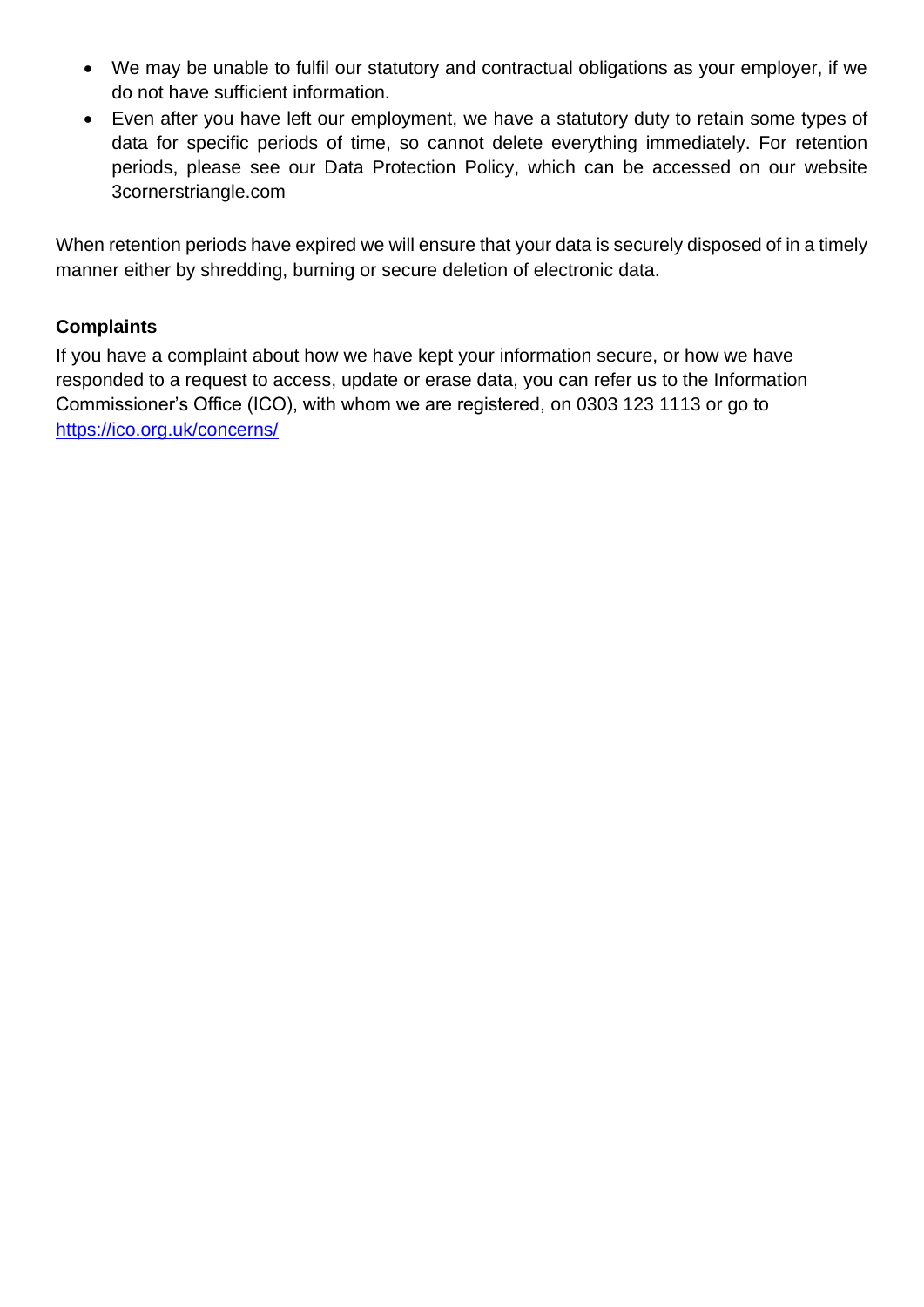- We may be unable to fulfil our statutory and contractual obligations as your employer, if we do not have sufficient information.
- Even after you have left our employment, we have a statutory duty to retain some types of data for specific periods of time, so cannot delete everything immediately. For retention periods, please see our Data Protection Policy, which can be accessed on our website 3cornerstriangle.com

When retention periods have expired we will ensure that your data is securely disposed of in a timely manner either by shredding, burning or secure deletion of electronic data.

**Complaints**

If you have a complaint about how we have kept your information secure, or how we have responded to a request to access, update or erase data, you can refer us to the Information Commissioner's Office (ICO), with whom we are registered, on 0303 123 1113 or go to [https://ico.org.uk/concerns/](https://ico.org.uk/concerns/)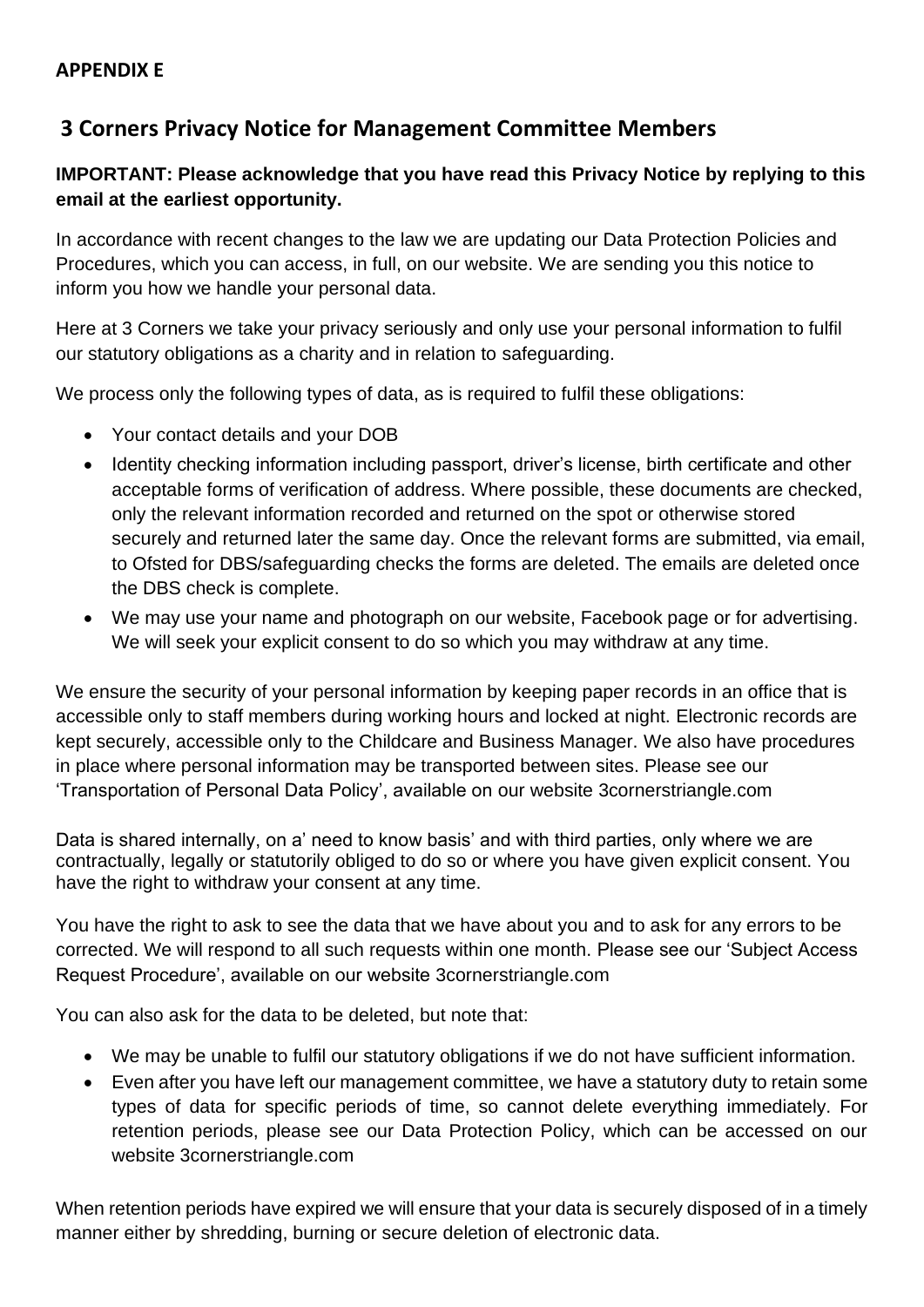**APPENDIX E**

## 3 Corners Privacy Notice for Management Committee Members

**IMPORTANT: Please acknowledge that you have read this Privacy Notice by replying to this email at the earliest opportunity.**

In accordance with recent changes to the law we are updating our Data Protection Policies and Procedures, which you can access, in full, on our website. We are sending you this notice to inform you how we handle your personal data.

Here at 3 Corners we take your privacy seriously and only use your personal information to fulfil our statutory obligations as a charity and in relation to safeguarding.

We process only the following types of data, as is required to fulfil these obligations:

- Your contact details and your DOB
- Identity checking information including passport, driver's license, birth certificate and other acceptable forms of verification of address. Where possible, these documents are checked, only the relevant information recorded and returned on the spot or otherwise stored securely and returned later the same day. Once the relevant forms are submitted, via email, to Ofsted for DBS/safeguarding checks the forms are deleted. The emails are deleted once the DBS check is complete.
- We may use your name and photograph on our website, Facebook page or for advertising. We will seek your explicit consent to do so which you may withdraw at any time.

We ensure the security of your personal information by keeping paper records in an office that is accessible only to staff members during working hours and locked at night. Electronic records are kept securely, accessible only to the Childcare and Business Manager. We also have procedures in place where personal information may be transported between sites. Please see our 'Transportation of Personal Data Policy', available on our website 3cornerstriangle.com

Data is shared internally, on a' need to know basis' and with third parties, only where we are contractually, legally or statutorily obliged to do so or where you have given explicit consent. You have the right to withdraw your consent at any time.

You have the right to ask to see the data that we have about you and to ask for any errors to be corrected. We will respond to all such requests within one month. Please see our 'Subject Access Request Procedure', available on our website 3cornerstriangle.com

You can also ask for the data to be deleted, but note that:

- We may be unable to fulfil our statutory obligations if we do not have sufficient information.
- Even after you have left our management committee, we have a statutory duty to retain some types of data for specific periods of time, so cannot delete everything immediately. For retention periods, please see our Data Protection Policy, which can be accessed on our website 3cornerstriangle.com

When retention periods have expired we will ensure that your data is securely disposed of in a timely manner either by shredding, burning or secure deletion of electronic data.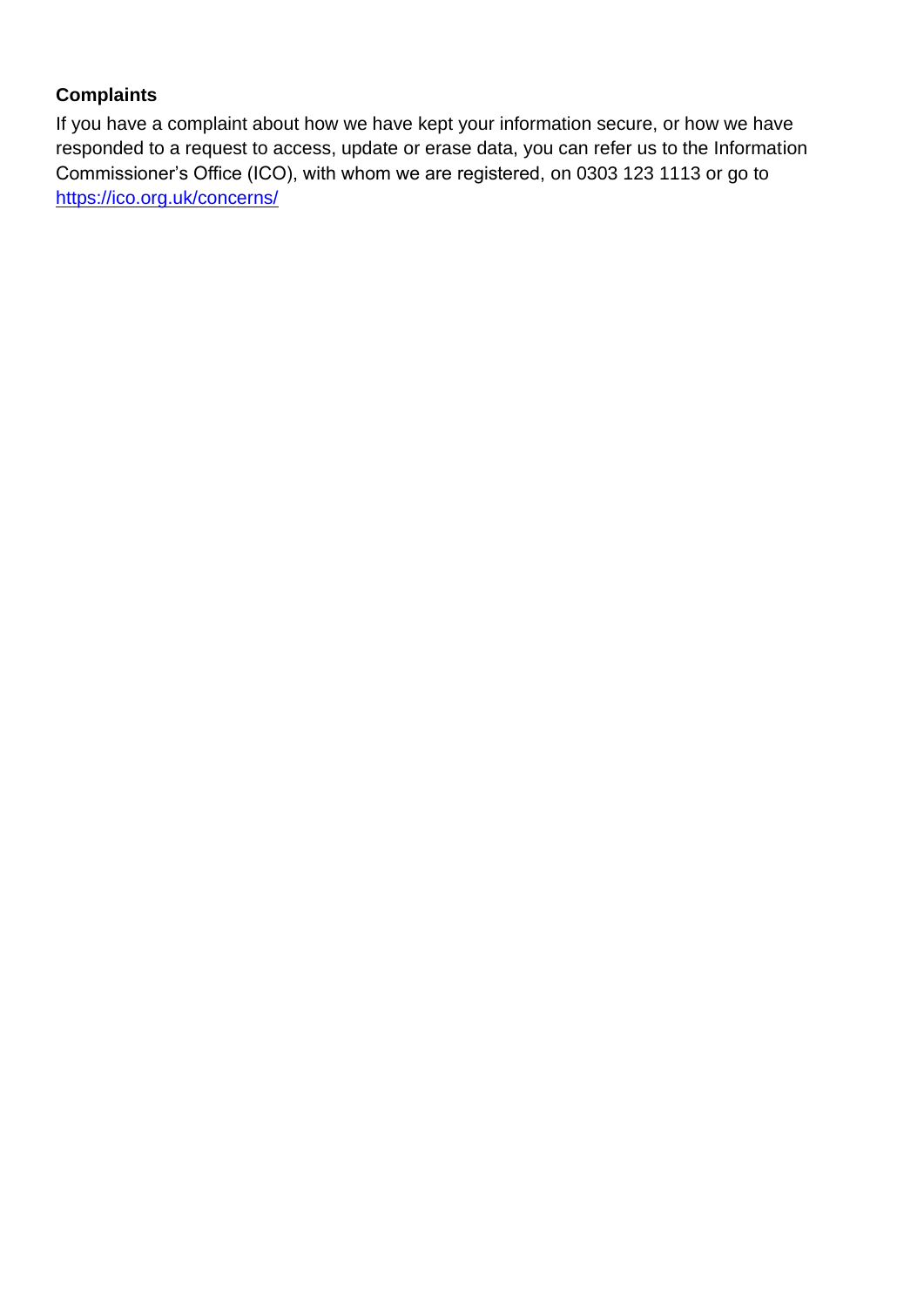## Complaints

If you have a complaint about how we have kept your information secure, or how we have responded to a request to access, update or erase data, you can refer us to the Information Commissioner's Office (ICO), with whom we are registered, on 0303 123 1113 or go to [https://ico.org.uk/concerns/](https://ico.org.uk/concerns/)